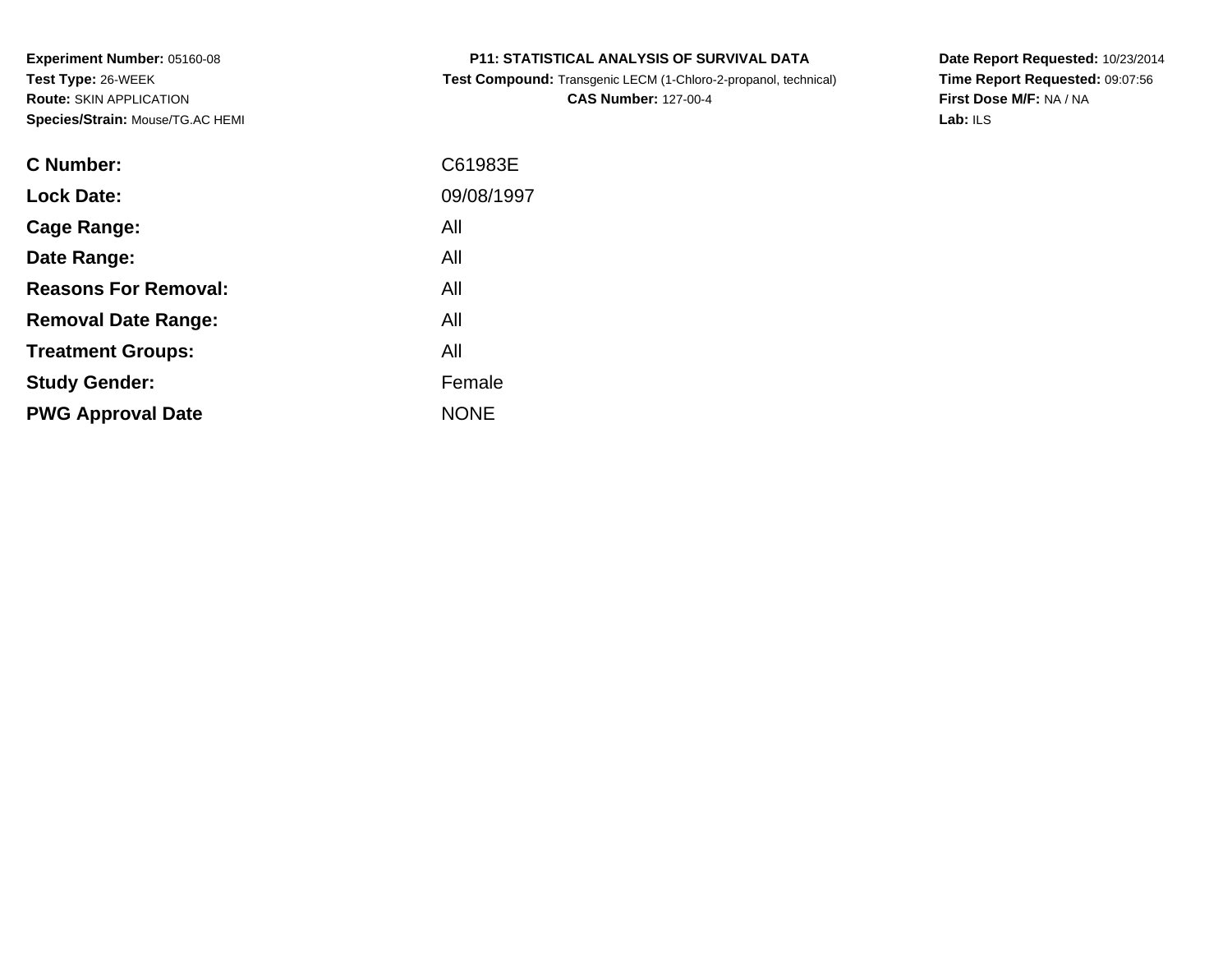**Experiment Number:** 05160-08
**Test Type:** 26-WEEK
**Route:** SKIN APPLICATION
**Species/Strain:** Mouse/TG.AC HEMI

**P11: STATISTICAL ANALYSIS OF SURVIVAL DATA**
**Test Compound:** Transgenic LECM (1-Chloro-2-propanol, technical)
**CAS Number:** 127-00-4

**Date Report Requested:** 10/23/2014
**Time Report Requested:** 09:07:56
**First Dose M/F:** NA / NA
**Lab:** ILS

| | |
|---|---|
| **C Number:** | C61983E |
| **Lock Date:** | 09/08/1997 |
| **Cage Range:** | All |
| **Date Range:** | All |
| **Reasons For Removal:** | All |
| **Removal Date Range:** | All |
| **Treatment Groups:** | All |
| **Study Gender:** | Female |
| **PWG Approval Date** | NONE |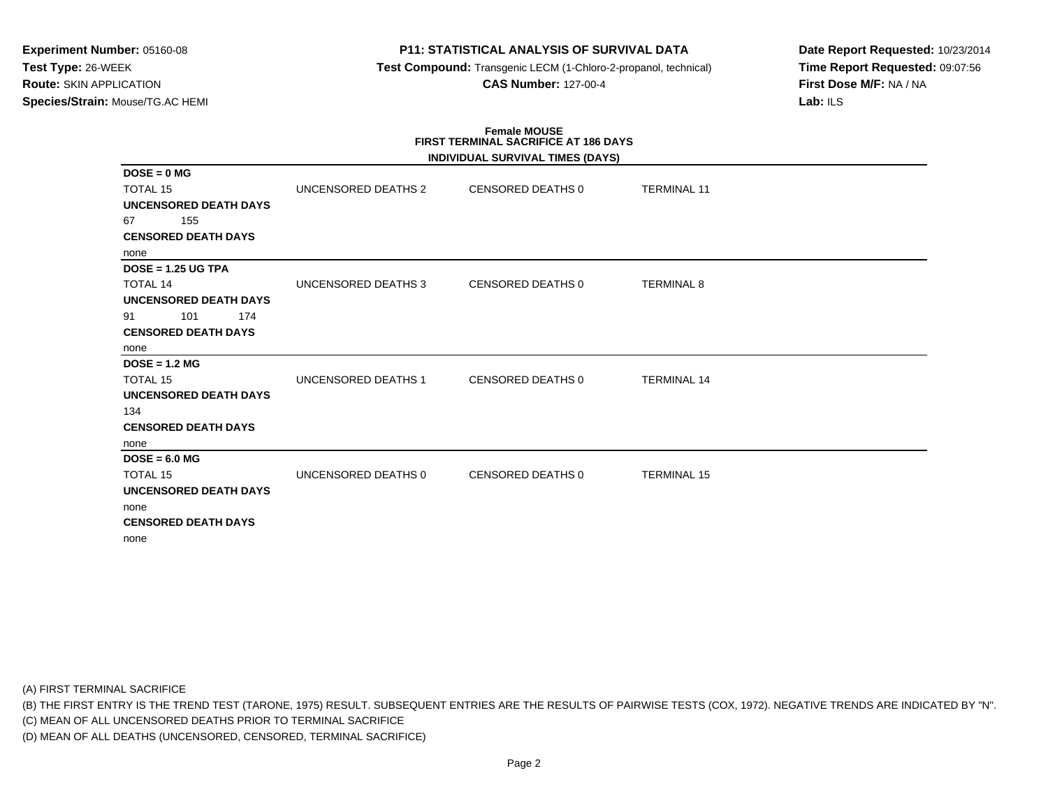**Experiment Number:** 05160-08
**Test Type:** 26-WEEK
**Route:** SKIN APPLICATION
**Species/Strain:** Mouse/TG.AC HEMI

**P11: STATISTICAL ANALYSIS OF SURVIVAL DATA**
**Test Compound:** Transgenic LECM (1-Chloro-2-propanol, technical)
**CAS Number:** 127-00-4

**Date Report Requested:** 10/23/2014
**Time Report Requested:** 09:07:56
**First Dose M/F:** NA / NA
**Lab:** ILS

**Female MOUSE**
**FIRST TERMINAL SACRIFICE AT 186 DAYS**
**INDIVIDUAL SURVIVAL TIMES (DAYS)**

**DOSE = 0 MG**

| TOTAL 15 | UNCENSORED DEATHS 2 | CENSORED DEATHS 0 | TERMINAL 11 |
|---|---|---|---|

**UNCENSORED DEATH DAYS**
67 155
**CENSORED DEATH DAYS**
none

**DOSE = 1.25 UG TPA**

| TOTAL 14 | UNCENSORED DEATHS 3 | CENSORED DEATHS 0 | TERMINAL 8 |
|---|---|---|---|

**UNCENSORED DEATH DAYS**
91 101 174
**CENSORED DEATH DAYS**
none

**DOSE = 1.2 MG**

| TOTAL 15 | UNCENSORED DEATHS 1 | CENSORED DEATHS 0 | TERMINAL 14 |
|---|---|---|---|

**UNCENSORED DEATH DAYS**
134
**CENSORED DEATH DAYS**
none

**DOSE = 6.0 MG**

| TOTAL 15 | UNCENSORED DEATHS 0 | CENSORED DEATHS 0 | TERMINAL 15 |
|---|---|---|---|

**UNCENSORED DEATH DAYS**
none
**CENSORED DEATH DAYS**
none

(A) FIRST TERMINAL SACRIFICE
(B) THE FIRST ENTRY IS THE TREND TEST (TARONE, 1975) RESULT. SUBSEQUENT ENTRIES ARE THE RESULTS OF PAIRWISE TESTS (COX, 1972). NEGATIVE TRENDS ARE INDICATED BY "N".
(C) MEAN OF ALL UNCENSORED DEATHS PRIOR TO TERMINAL SACRIFICE
(D) MEAN OF ALL DEATHS (UNCENSORED, CENSORED, TERMINAL SACRIFICE)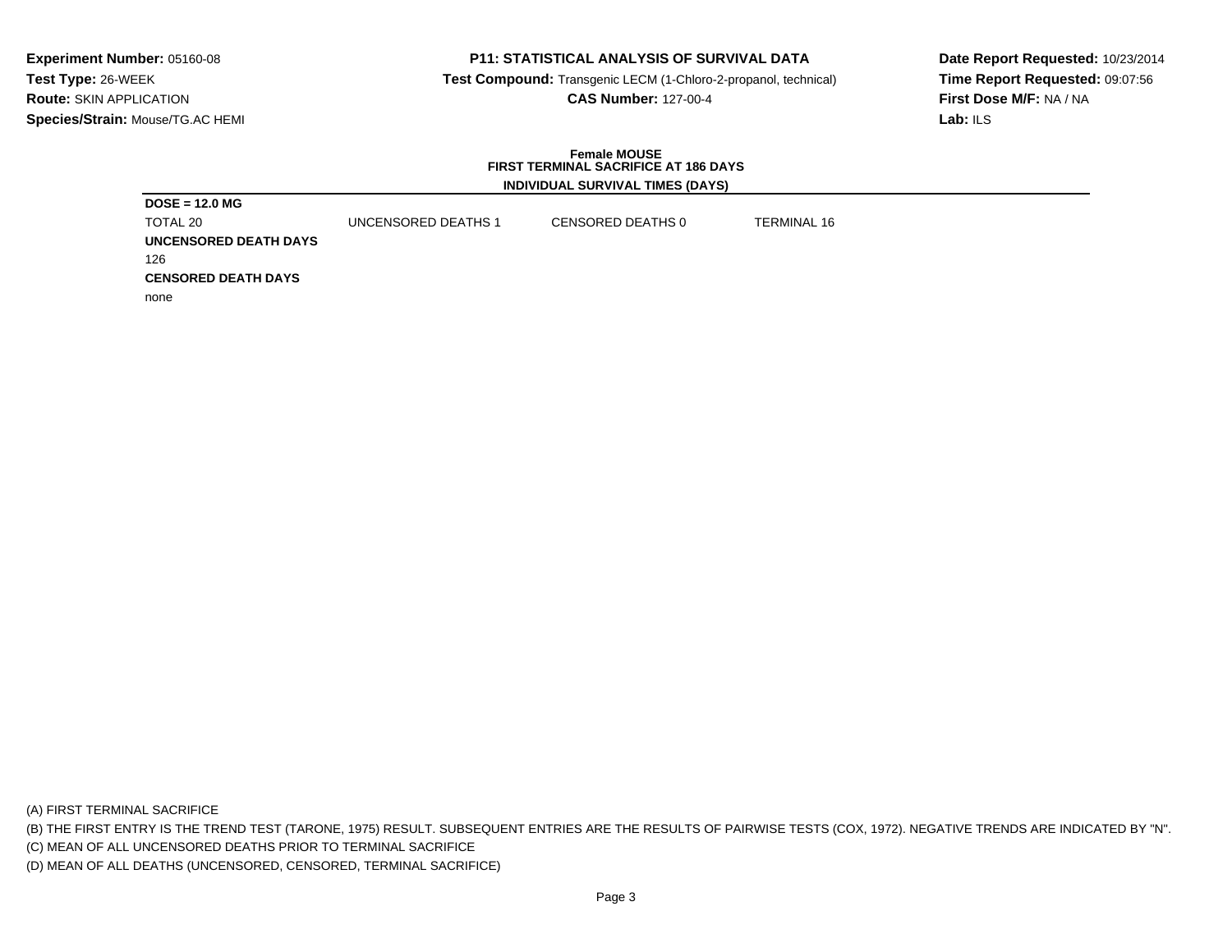**Experiment Number:** 05160-08
**Test Type:** 26-WEEK
**Route:** SKIN APPLICATION
**Species/Strain:** Mouse/TG.AC HEMI

**P11: STATISTICAL ANALYSIS OF SURVIVAL DATA**
**Test Compound:** Transgenic LECM (1-Chloro-2-propanol, technical)
**CAS Number:** 127-00-4

**Date Report Requested:** 10/23/2014
**Time Report Requested:** 09:07:56
**First Dose M/F:** NA / NA
**Lab:** ILS

**Female MOUSE**
**FIRST TERMINAL SACRIFICE AT 186 DAYS**
**INDIVIDUAL SURVIVAL TIMES (DAYS)**

**DOSE = 12.0 MG**

| TOTAL 20 | UNCENSORED DEATHS 1 | CENSORED DEATHS 0 | TERMINAL 16 |
|---|---|---|---|

**UNCENSORED DEATH DAYS**

126

**CENSORED DEATH DAYS**

none

(A) FIRST TERMINAL SACRIFICE
(B) THE FIRST ENTRY IS THE TREND TEST (TARONE, 1975) RESULT. SUBSEQUENT ENTRIES ARE THE RESULTS OF PAIRWISE TESTS (COX, 1972). NEGATIVE TRENDS ARE INDICATED BY "N".
(C) MEAN OF ALL UNCENSORED DEATHS PRIOR TO TERMINAL SACRIFICE
(D) MEAN OF ALL DEATHS (UNCENSORED, CENSORED, TERMINAL SACRIFICE)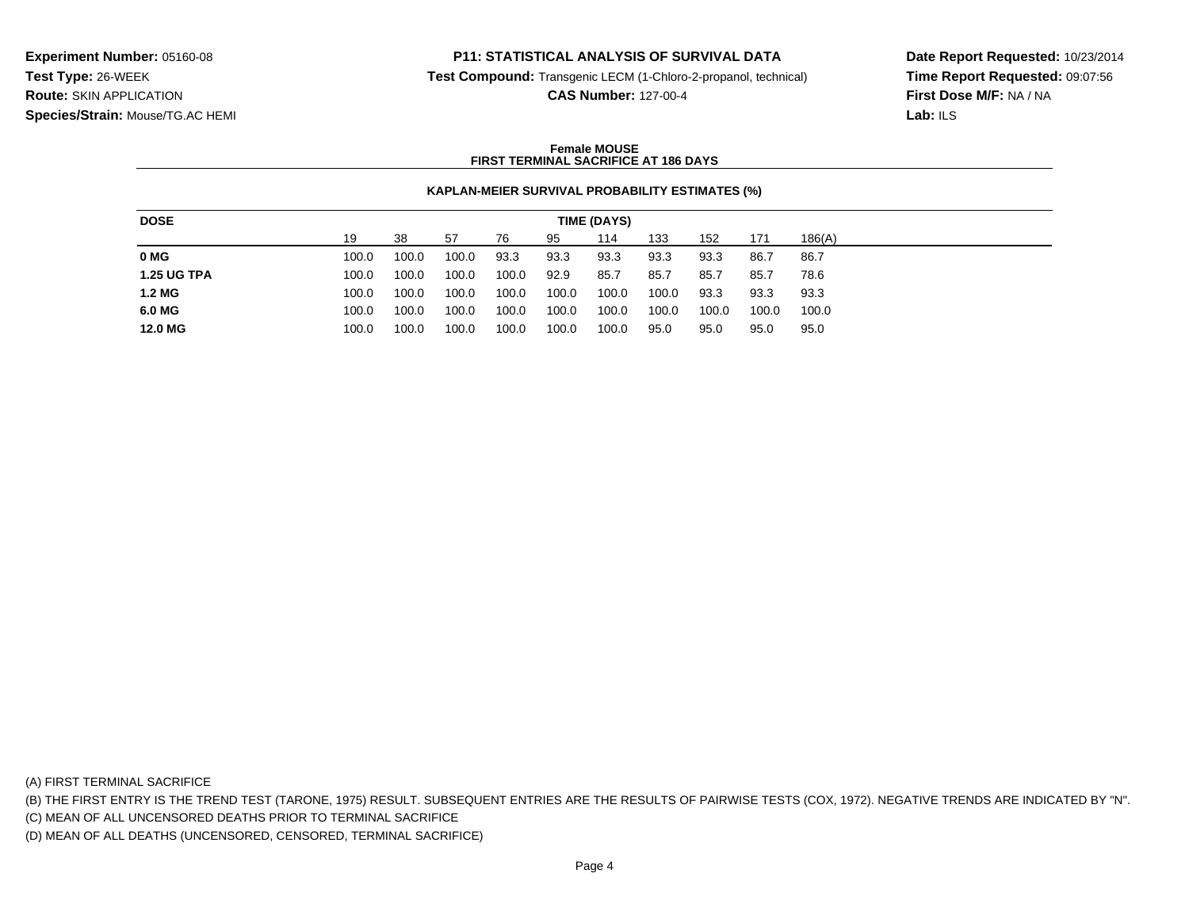**Experiment Number:** 05160-08
**Test Type:** 26-WEEK
**Route:** SKIN APPLICATION
**Species/Strain:** Mouse/TG.AC HEMI

**P11: STATISTICAL ANALYSIS OF SURVIVAL DATA**
**Test Compound:** Transgenic LECM (1-Chloro-2-propanol, technical)
**CAS Number:** 127-00-4

**Date Report Requested:** 10/23/2014
**Time Report Requested:** 09:07:56
**First Dose M/F:** NA / NA
**Lab:** ILS

**Female MOUSE**
**FIRST TERMINAL SACRIFICE AT 186 DAYS**

**KAPLAN-MEIER SURVIVAL PROBABILITY ESTIMATES (%)**

| DOSE | TIME (DAYS) | | | | | | | | | |
|---|---|---|---|---|---|---|---|---|---|---|
| | 19 | 38 | 57 | 76 | 95 | 114 | 133 | 152 | 171 | 186(A) |
| **0 MG** | 100.0 | 100.0 | 100.0 | 93.3 | 93.3 | 93.3 | 93.3 | 93.3 | 86.7 | 86.7 |
| **1.25 UG TPA** | 100.0 | 100.0 | 100.0 | 100.0 | 92.9 | 85.7 | 85.7 | 85.7 | 85.7 | 78.6 |
| **1.2 MG** | 100.0 | 100.0 | 100.0 | 100.0 | 100.0 | 100.0 | 100.0 | 93.3 | 93.3 | 93.3 |
| **6.0 MG** | 100.0 | 100.0 | 100.0 | 100.0 | 100.0 | 100.0 | 100.0 | 100.0 | 100.0 | 100.0 |
| **12.0 MG** | 100.0 | 100.0 | 100.0 | 100.0 | 100.0 | 100.0 | 95.0 | 95.0 | 95.0 | 95.0 |

(A) FIRST TERMINAL SACRIFICE
(B) THE FIRST ENTRY IS THE TREND TEST (TARONE, 1975) RESULT. SUBSEQUENT ENTRIES ARE THE RESULTS OF PAIRWISE TESTS (COX, 1972). NEGATIVE TRENDS ARE INDICATED BY "N".
(C) MEAN OF ALL UNCENSORED DEATHS PRIOR TO TERMINAL SACRIFICE
(D) MEAN OF ALL DEATHS (UNCENSORED, CENSORED, TERMINAL SACRIFICE)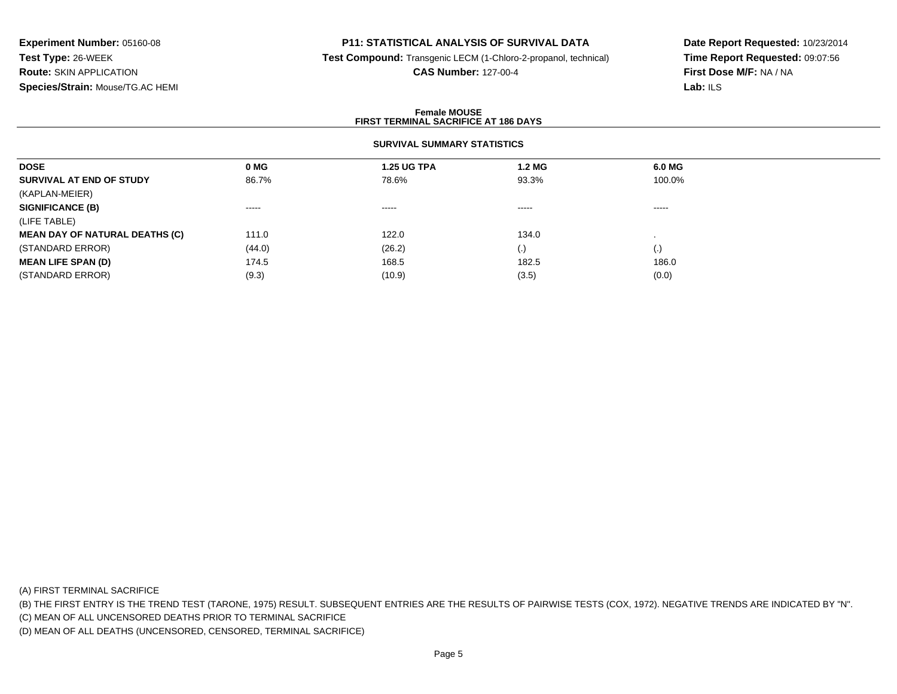**Experiment Number:** 05160-08
**Test Type:** 26-WEEK
**Route:** SKIN APPLICATION
**Species/Strain:** Mouse/TG.AC HEMI

**P11: STATISTICAL ANALYSIS OF SURVIVAL DATA**
**Test Compound:** Transgenic LECM (1-Chloro-2-propanol, technical)
**CAS Number:** 127-00-4

**Date Report Requested:** 10/23/2014
**Time Report Requested:** 09:07:56
**First Dose M/F:** NA / NA
**Lab:** ILS

**Female MOUSE**
**FIRST TERMINAL SACRIFICE AT 186 DAYS**

**SURVIVAL SUMMARY STATISTICS**

| DOSE | 0 MG | 1.25 UG TPA | 1.2 MG | 6.0 MG |
|---|---|---|---|---|
| **SURVIVAL AT END OF STUDY** | 86.7% | 78.6% | 93.3% | 100.0% |
| (KAPLAN-MEIER) | | | | |
| **SIGNIFICANCE (B)** | ----- | ----- | ----- | ----- |
| (LIFE TABLE) | | | | |
| **MEAN DAY OF NATURAL DEATHS (C)** | 111.0 | 122.0 | 134.0 | . |
| (STANDARD ERROR) | (44.0) | (26.2) | (.) | (.) |
| **MEAN LIFE SPAN (D)** | 174.5 | 168.5 | 182.5 | 186.0 |
| (STANDARD ERROR) | (9.3) | (10.9) | (3.5) | (0.0) |

(A) FIRST TERMINAL SACRIFICE
(B) THE FIRST ENTRY IS THE TREND TEST (TARONE, 1975) RESULT. SUBSEQUENT ENTRIES ARE THE RESULTS OF PAIRWISE TESTS (COX, 1972). NEGATIVE TRENDS ARE INDICATED BY "N".
(C) MEAN OF ALL UNCENSORED DEATHS PRIOR TO TERMINAL SACRIFICE
(D) MEAN OF ALL DEATHS (UNCENSORED, CENSORED, TERMINAL SACRIFICE)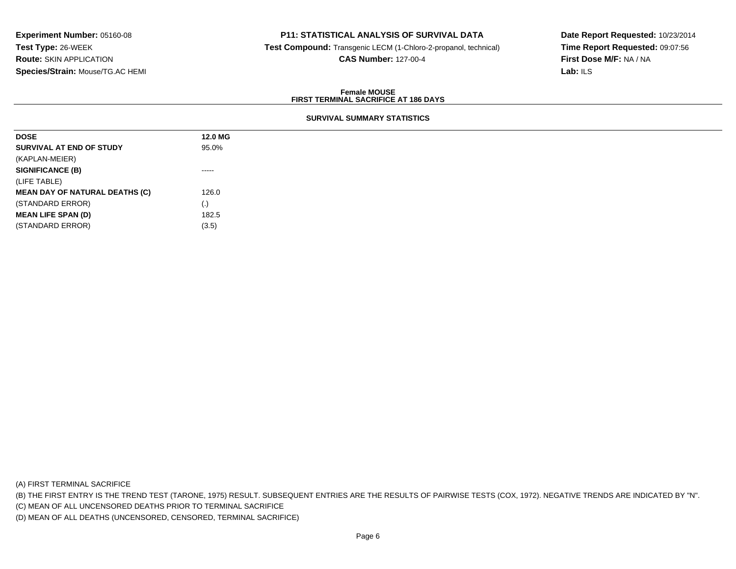**Experiment Number:** 05160-08
**Test Type:** 26-WEEK
**Route:** SKIN APPLICATION
**Species/Strain:** Mouse/TG.AC HEMI

**P11: STATISTICAL ANALYSIS OF SURVIVAL DATA**
**Test Compound:** Transgenic LECM (1-Chloro-2-propanol, technical)
**CAS Number:** 127-00-4

**Date Report Requested:** 10/23/2014
**Time Report Requested:** 09:07:56
**First Dose M/F:** NA / NA
**Lab:** ILS

**Female MOUSE**
**FIRST TERMINAL SACRIFICE AT 186 DAYS**

**SURVIVAL SUMMARY STATISTICS**

| **DOSE** | **12.0 MG** |
|---|---|
| **SURVIVAL AT END OF STUDY** | 95.0% |
| (KAPLAN-MEIER) | |
| **SIGNIFICANCE (B)** | ----- |
| (LIFE TABLE) | |
| **MEAN DAY OF NATURAL DEATHS (C)** | 126.0 |
| (STANDARD ERROR) | (.) |
| **MEAN LIFE SPAN (D)** | 182.5 |
| (STANDARD ERROR) | (3.5) |

(A) FIRST TERMINAL SACRIFICE
(B) THE FIRST ENTRY IS THE TREND TEST (TARONE, 1975) RESULT. SUBSEQUENT ENTRIES ARE THE RESULTS OF PAIRWISE TESTS (COX, 1972). NEGATIVE TRENDS ARE INDICATED BY "N".
(C) MEAN OF ALL UNCENSORED DEATHS PRIOR TO TERMINAL SACRIFICE
(D) MEAN OF ALL DEATHS (UNCENSORED, CENSORED, TERMINAL SACRIFICE)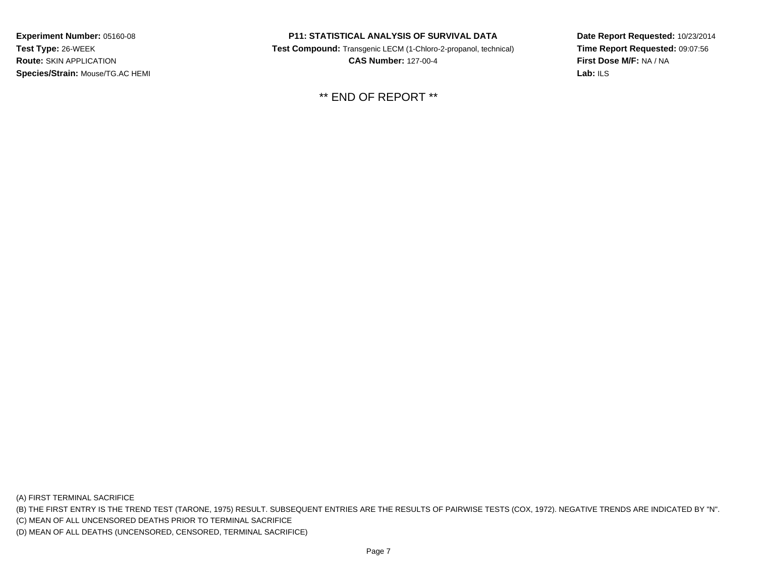**Experiment Number:** 05160-08
**Test Type:** 26-WEEK
**Route:** SKIN APPLICATION
**Species/Strain:** Mouse/TG.AC HEMI

**P11: STATISTICAL ANALYSIS OF SURVIVAL DATA**
**Test Compound:** Transgenic LECM (1-Chloro-2-propanol, technical)
**CAS Number:** 127-00-4

**Date Report Requested:** 10/23/2014
**Time Report Requested:** 09:07:56
**First Dose M/F:** NA / NA
**Lab:** ILS

** END OF REPORT **

(A) FIRST TERMINAL SACRIFICE
(B) THE FIRST ENTRY IS THE TREND TEST (TARONE, 1975) RESULT. SUBSEQUENT ENTRIES ARE THE RESULTS OF PAIRWISE TESTS (COX, 1972). NEGATIVE TRENDS ARE INDICATED BY "N".
(C) MEAN OF ALL UNCENSORED DEATHS PRIOR TO TERMINAL SACRIFICE
(D) MEAN OF ALL DEATHS (UNCENSORED, CENSORED, TERMINAL SACRIFICE)